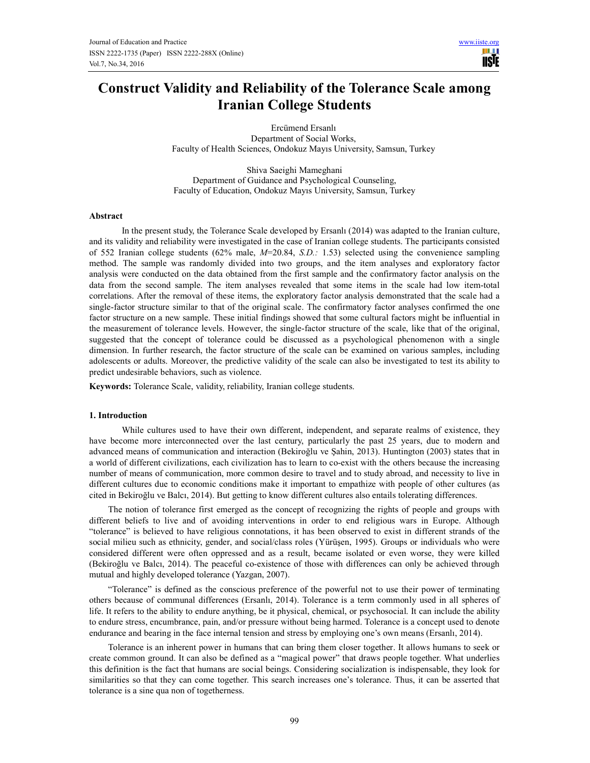# Construct Validity and Reliability of the Tolerance Scale among Iranian College Students

Ercümend Ersanlı
Department of Social Works,
Faculty of Health Sciences, Ondokuz Mayıs University, Samsun, Turkey

Shiva Saeighi Mameghani
Department of Guidance and Psychological Counseling,
Faculty of Education, Ondokuz Mayıs University, Samsun, Turkey

## Abstract

In the present study, the Tolerance Scale developed by Ersanlı (2014) was adapted to the Iranian culture, and its validity and reliability were investigated in the case of Iranian college students. The participants consisted of 552 Iranian college students (62% male, *M*=20.84, *S.D.:* 1.53) selected using the convenience sampling method. The sample was randomly divided into two groups, and the item analyses and exploratory factor analysis were conducted on the data obtained from the first sample and the confirmatory factor analysis on the data from the second sample. The item analyses revealed that some items in the scale had low item-total correlations. After the removal of these items, the exploratory factor analysis demonstrated that the scale had a single-factor structure similar to that of the original scale. The confirmatory factor analyses confirmed the one factor structure on a new sample. These initial findings showed that some cultural factors might be influential in the measurement of tolerance levels. However, the single-factor structure of the scale, like that of the original, suggested that the concept of tolerance could be discussed as a psychological phenomenon with a single dimension. In further research, the factor structure of the scale can be examined on various samples, including adolescents or adults. Moreover, the predictive validity of the scale can also be investigated to test its ability to predict undesirable behaviors, such as violence.

**Keywords:** Tolerance Scale, validity, reliability, Iranian college students.

## 1. Introduction

While cultures used to have their own different, independent, and separate realms of existence, they have become more interconnected over the last century, particularly the past 25 years, due to modern and advanced means of communication and interaction (Bekiroğlu ve Şahin, 2013). Huntington (2003) states that in a world of different civilizations, each civilization has to learn to co-exist with the others because the increasing number of means of communication, more common desire to travel and to study abroad, and necessity to live in different cultures due to economic conditions make it important to empathize with people of other cultures (as cited in Bekiroğlu ve Balcı, 2014). But getting to know different cultures also entails tolerating differences.

The notion of tolerance first emerged as the concept of recognizing the rights of people and groups with different beliefs to live and of avoiding interventions in order to end religious wars in Europe. Although "tolerance" is believed to have religious connotations, it has been observed to exist in different strands of the social milieu such as ethnicity, gender, and social/class roles (Yürüşen, 1995). Groups or individuals who were considered different were often oppressed and as a result, became isolated or even worse, they were killed (Bekiroğlu ve Balcı, 2014). The peaceful co-existence of those with differences can only be achieved through mutual and highly developed tolerance (Yazgan, 2007).

"Tolerance" is defined as the conscious preference of the powerful not to use their power of terminating others because of communal differences (Ersanlı, 2014). Tolerance is a term commonly used in all spheres of life. It refers to the ability to endure anything, be it physical, chemical, or psychosocial. It can include the ability to endure stress, encumbrance, pain, and/or pressure without being harmed. Tolerance is a concept used to denote endurance and bearing in the face internal tension and stress by employing one's own means (Ersanlı, 2014).

Tolerance is an inherent power in humans that can bring them closer together. It allows humans to seek or create common ground. It can also be defined as a "magical power" that draws people together. What underlies this definition is the fact that humans are social beings. Considering socialization is indispensable, they look for similarities so that they can come together. This search increases one's tolerance. Thus, it can be asserted that tolerance is a sine qua non of togetherness.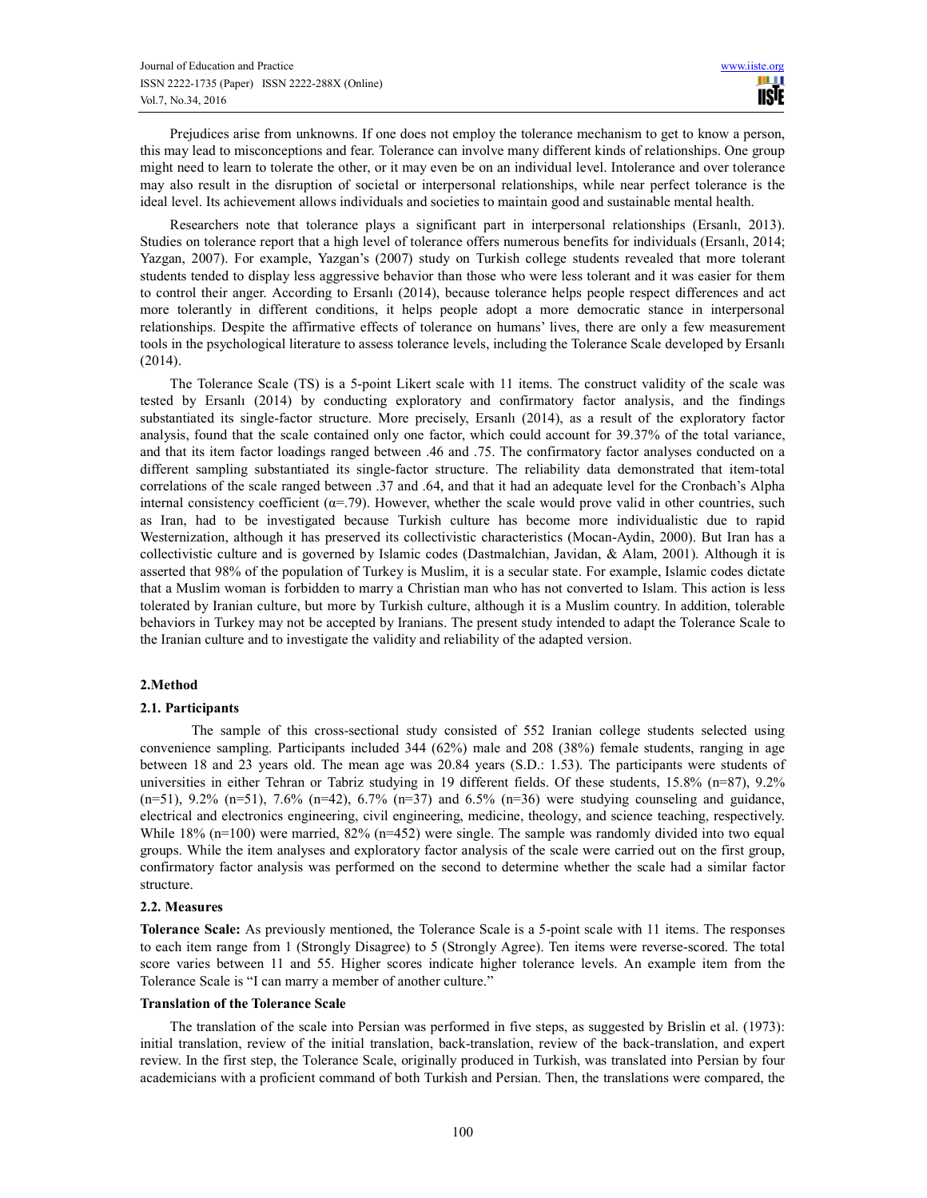Prejudices arise from unknowns. If one does not employ the tolerance mechanism to get to know a person, this may lead to misconceptions and fear. Tolerance can involve many different kinds of relationships. One group might need to learn to tolerate the other, or it may even be on an individual level. Intolerance and over tolerance may also result in the disruption of societal or interpersonal relationships, while near perfect tolerance is the ideal level. Its achievement allows individuals and societies to maintain good and sustainable mental health.

Researchers note that tolerance plays a significant part in interpersonal relationships (Ersanlı, 2013). Studies on tolerance report that a high level of tolerance offers numerous benefits for individuals (Ersanlı, 2014; Yazgan, 2007). For example, Yazgan's (2007) study on Turkish college students revealed that more tolerant students tended to display less aggressive behavior than those who were less tolerant and it was easier for them to control their anger. According to Ersanlı (2014), because tolerance helps people respect differences and act more tolerantly in different conditions, it helps people adopt a more democratic stance in interpersonal relationships. Despite the affirmative effects of tolerance on humans' lives, there are only a few measurement tools in the psychological literature to assess tolerance levels, including the Tolerance Scale developed by Ersanlı (2014).

The Tolerance Scale (TS) is a 5-point Likert scale with 11 items. The construct validity of the scale was tested by Ersanlı (2014) by conducting exploratory and confirmatory factor analysis, and the findings substantiated its single-factor structure. More precisely, Ersanlı (2014), as a result of the exploratory factor analysis, found that the scale contained only one factor, which could account for 39.37% of the total variance, and that its item factor loadings ranged between .46 and .75. The confirmatory factor analyses conducted on a different sampling substantiated its single-factor structure. The reliability data demonstrated that item-total correlations of the scale ranged between .37 and .64, and that it had an adequate level for the Cronbach's Alpha internal consistency coefficient ($\alpha$=.79). However, whether the scale would prove valid in other countries, such as Iran, had to be investigated because Turkish culture has become more individualistic due to rapid Westernization, although it has preserved its collectivistic characteristics (Mocan-Aydin, 2000). But Iran has a collectivistic culture and is governed by Islamic codes (Dastmalchian, Javidan, & Alam, 2001). Although it is asserted that 98% of the population of Turkey is Muslim, it is a secular state. For example, Islamic codes dictate that a Muslim woman is forbidden to marry a Christian man who has not converted to Islam. This action is less tolerated by Iranian culture, but more by Turkish culture, although it is a Muslim country. In addition, tolerable behaviors in Turkey may not be accepted by Iranians. The present study intended to adapt the Tolerance Scale to the Iranian culture and to investigate the validity and reliability of the adapted version.

## 2.Method

### 2.1. Participants

The sample of this cross-sectional study consisted of 552 Iranian college students selected using convenience sampling. Participants included 344 (62%) male and 208 (38%) female students, ranging in age between 18 and 23 years old. The mean age was 20.84 years (S.D.: 1.53). The participants were students of universities in either Tehran or Tabriz studying in 19 different fields. Of these students, 15.8% (n=87), 9.2% (n=51), 9.2% (n=51), 7.6% (n=42), 6.7% (n=37) and 6.5% (n=36) were studying counseling and guidance, electrical and electronics engineering, civil engineering, medicine, theology, and science teaching, respectively. While 18% (n=100) were married, 82% (n=452) were single. The sample was randomly divided into two equal groups. While the item analyses and exploratory factor analysis of the scale were carried out on the first group, confirmatory factor analysis was performed on the second to determine whether the scale had a similar factor structure.

### 2.2. Measures

**Tolerance Scale:** As previously mentioned, the Tolerance Scale is a 5-point scale with 11 items. The responses to each item range from 1 (Strongly Disagree) to 5 (Strongly Agree). Ten items were reverse-scored. The total score varies between 11 and 55. Higher scores indicate higher tolerance levels. An example item from the Tolerance Scale is "I can marry a member of another culture."

**Translation of the Tolerance Scale**

The translation of the scale into Persian was performed in five steps, as suggested by Brislin et al. (1973): initial translation, review of the initial translation, back-translation, review of the back-translation, and expert review. In the first step, the Tolerance Scale, originally produced in Turkish, was translated into Persian by four academicians with a proficient command of both Turkish and Persian. Then, the translations were compared, the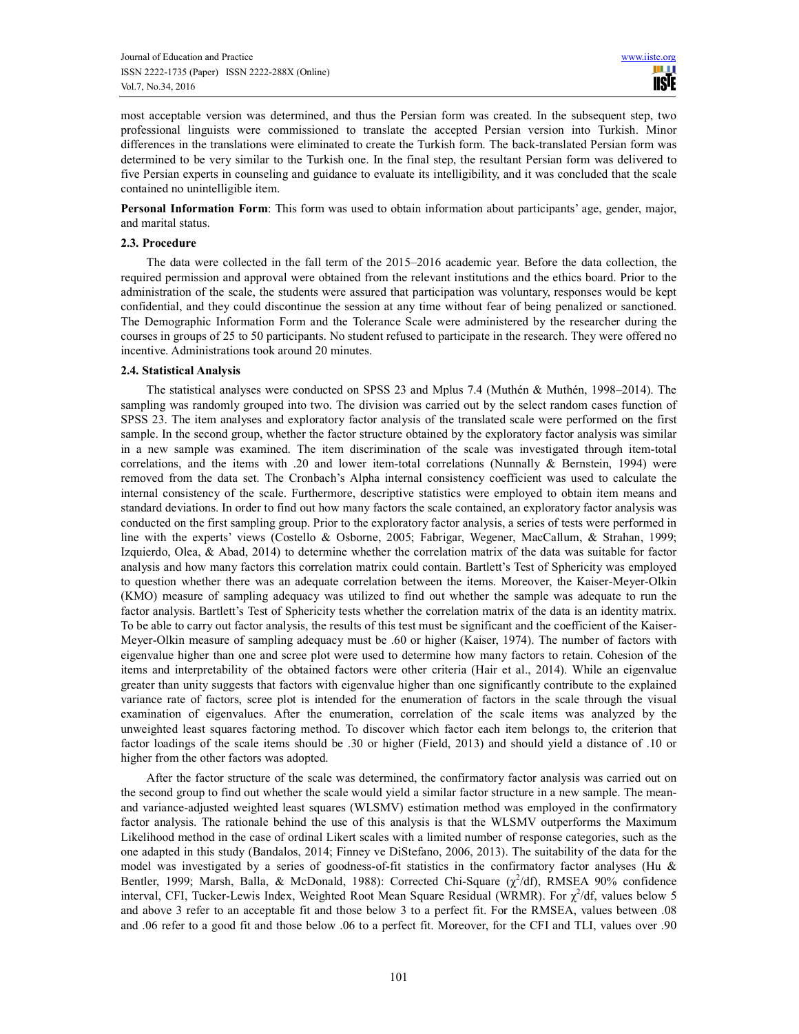most acceptable version was determined, and thus the Persian form was created. In the subsequent step, two professional linguists were commissioned to translate the accepted Persian version into Turkish. Minor differences in the translations were eliminated to create the Turkish form. The back-translated Persian form was determined to be very similar to the Turkish one. In the final step, the resultant Persian form was delivered to five Persian experts in counseling and guidance to evaluate its intelligibility, and it was concluded that the scale contained no unintelligible item.

**Personal Information Form**: This form was used to obtain information about participants' age, gender, major, and marital status.

### 2.3. Procedure

The data were collected in the fall term of the 2015–2016 academic year. Before the data collection, the required permission and approval were obtained from the relevant institutions and the ethics board. Prior to the administration of the scale, the students were assured that participation was voluntary, responses would be kept confidential, and they could discontinue the session at any time without fear of being penalized or sanctioned. The Demographic Information Form and the Tolerance Scale were administered by the researcher during the courses in groups of 25 to 50 participants. No student refused to participate in the research. They were offered no incentive. Administrations took around 20 minutes.

### 2.4. Statistical Analysis

The statistical analyses were conducted on SPSS 23 and Mplus 7.4 (Muthén & Muthén, 1998–2014). The sampling was randomly grouped into two. The division was carried out by the select random cases function of SPSS 23. The item analyses and exploratory factor analysis of the translated scale were performed on the first sample. In the second group, whether the factor structure obtained by the exploratory factor analysis was similar in a new sample was examined. The item discrimination of the scale was investigated through item-total correlations, and the items with .20 and lower item-total correlations (Nunnally & Bernstein, 1994) were removed from the data set. The Cronbach's Alpha internal consistency coefficient was used to calculate the internal consistency of the scale. Furthermore, descriptive statistics were employed to obtain item means and standard deviations. In order to find out how many factors the scale contained, an exploratory factor analysis was conducted on the first sampling group. Prior to the exploratory factor analysis, a series of tests were performed in line with the experts' views (Costello & Osborne, 2005; Fabrigar, Wegener, MacCallum, & Strahan, 1999; Izquierdo, Olea, & Abad, 2014) to determine whether the correlation matrix of the data was suitable for factor analysis and how many factors this correlation matrix could contain. Bartlett's Test of Sphericity was employed to question whether there was an adequate correlation between the items. Moreover, the Kaiser-Meyer-Olkin (KMO) measure of sampling adequacy was utilized to find out whether the sample was adequate to run the factor analysis. Bartlett's Test of Sphericity tests whether the correlation matrix of the data is an identity matrix. To be able to carry out factor analysis, the results of this test must be significant and the coefficient of the Kaiser-Meyer-Olkin measure of sampling adequacy must be .60 or higher (Kaiser, 1974). The number of factors with eigenvalue higher than one and scree plot were used to determine how many factors to retain. Cohesion of the items and interpretability of the obtained factors were other criteria (Hair et al., 2014). While an eigenvalue greater than unity suggests that factors with eigenvalue higher than one significantly contribute to the explained variance rate of factors, scree plot is intended for the enumeration of factors in the scale through the visual examination of eigenvalues. After the enumeration, correlation of the scale items was analyzed by the unweighted least squares factoring method. To discover which factor each item belongs to, the criterion that factor loadings of the scale items should be .30 or higher (Field, 2013) and should yield a distance of .10 or higher from the other factors was adopted.

After the factor structure of the scale was determined, the confirmatory factor analysis was carried out on the second group to find out whether the scale would yield a similar factor structure in a new sample. The mean- and variance-adjusted weighted least squares (WLSMV) estimation method was employed in the confirmatory factor analysis. The rationale behind the use of this analysis is that the WLSMV outperforms the Maximum Likelihood method in the case of ordinal Likert scales with a limited number of response categories, such as the one adapted in this study (Bandalos, 2014; Finney ve DiStefano, 2006, 2013). The suitability of the data for the model was investigated by a series of goodness-of-fit statistics in the confirmatory factor analyses (Hu & Bentler, 1999; Marsh, Balla, & McDonald, 1988): Corrected Chi-Square ($\chi^2$/df), RMSEA 90% confidence interval, CFI, Tucker-Lewis Index, Weighted Root Mean Square Residual (WRMR). For $\chi^2$/df, values below 5 and above 3 refer to an acceptable fit and those below 3 to a perfect fit. For the RMSEA, values between .08 and .06 refer to a good fit and those below .06 to a perfect fit. Moreover, for the CFI and TLI, values over .90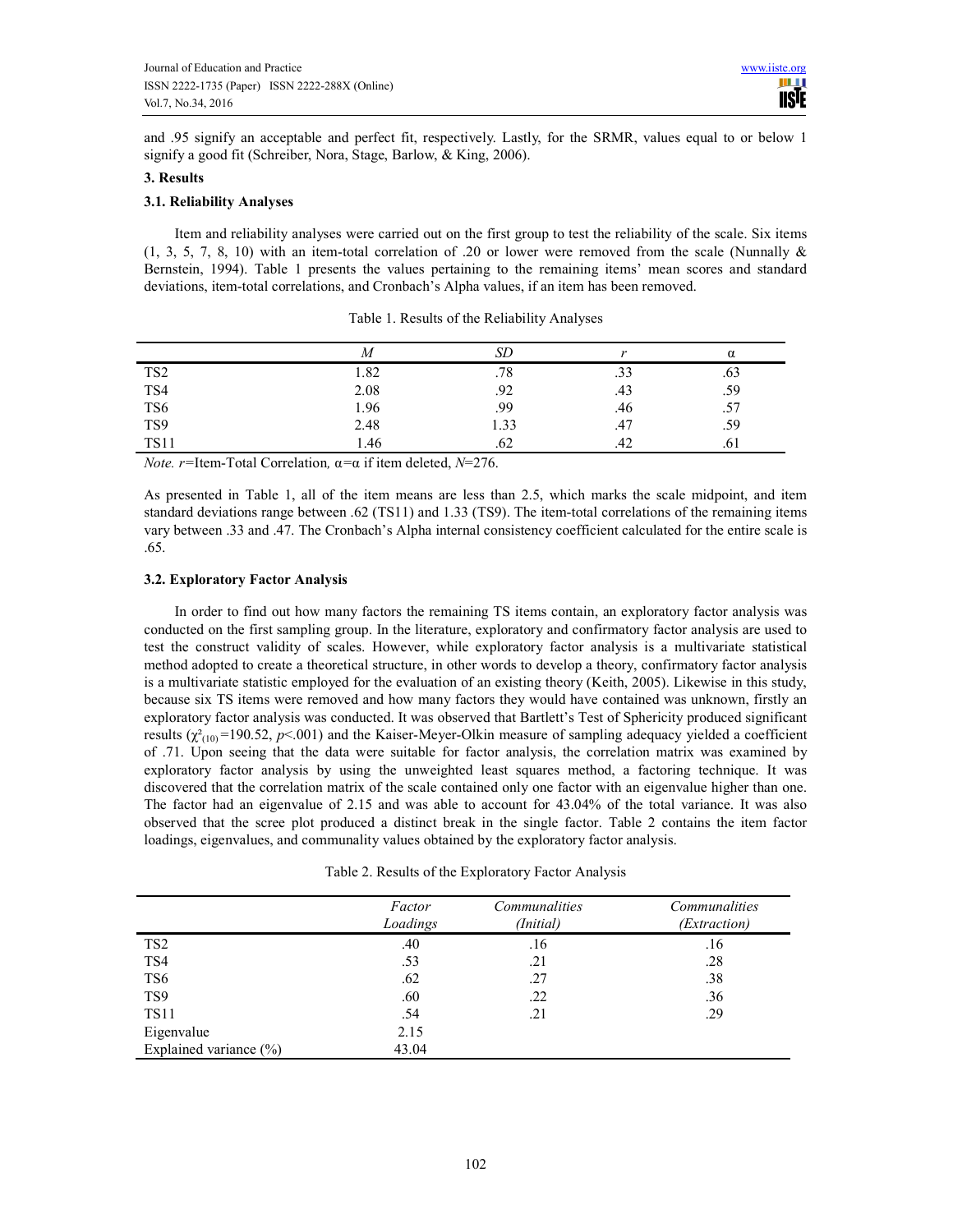and .95 signify an acceptable and perfect fit, respectively. Lastly, for the SRMR, values equal to or below 1 signify a good fit (Schreiber, Nora, Stage, Barlow, & King, 2006).

## 3. Results

### 3.1. Reliability Analyses

Item and reliability analyses were carried out on the first group to test the reliability of the scale. Six items (1, 3, 5, 7, 8, 10) with an item-total correlation of .20 or lower were removed from the scale (Nunnally & Bernstein, 1994). Table 1 presents the values pertaining to the remaining items' mean scores and standard deviations, item-total correlations, and Cronbach's Alpha values, if an item has been removed.

Table 1. Results of the Reliability Analyses

| | *M* | *SD* | *r* | α |
|---|---|---|---|---|
| TS2 | 1.82 | .78 | .33 | .63 |
| TS4 | 2.08 | .92 | .43 | .59 |
| TS6 | 1.96 | .99 | .46 | .57 |
| TS9 | 2.48 | 1.33 | .47 | .59 |
| TS11 | 1.46 | .62 | .42 | .61 |

*Note. r*=Item-Total Correlation*,* α=α if item deleted, *N*=276.

As presented in Table 1, all of the item means are less than 2.5, which marks the scale midpoint, and item standard deviations range between .62 (TS11) and 1.33 (TS9). The item-total correlations of the remaining items vary between .33 and .47. The Cronbach's Alpha internal consistency coefficient calculated for the entire scale is .65.

### 3.2. Exploratory Factor Analysis

In order to find out how many factors the remaining TS items contain, an exploratory factor analysis was conducted on the first sampling group. In the literature, exploratory and confirmatory factor analysis are used to test the construct validity of scales. However, while exploratory factor analysis is a multivariate statistical method adopted to create a theoretical structure, in other words to develop a theory, confirmatory factor analysis is a multivariate statistic employed for the evaluation of an existing theory (Keith, 2005). Likewise in this study, because six TS items were removed and how many factors they would have contained was unknown, firstly an exploratory factor analysis was conducted. It was observed that Bartlett's Test of Sphericity produced significant results ($\chi^2_{(10)}$=190.52, $p$<.001) and the Kaiser-Meyer-Olkin measure of sampling adequacy yielded a coefficient of .71. Upon seeing that the data were suitable for factor analysis, the correlation matrix was examined by exploratory factor analysis by using the unweighted least squares method, a factoring technique. It was discovered that the correlation matrix of the scale contained only one factor with an eigenvalue higher than one. The factor had an eigenvalue of 2.15 and was able to account for 43.04% of the total variance. It was also observed that the scree plot produced a distinct break in the single factor. Table 2 contains the item factor loadings, eigenvalues, and communality values obtained by the exploratory factor analysis.

Table 2. Results of the Exploratory Factor Analysis

| | *Factor Loadings* | *Communalities (Initial)* | *Communalities (Extraction)* |
|---|---|---|---|
| TS2 | .40 | .16 | .16 |
| TS4 | .53 | .21 | .28 |
| TS6 | .62 | .27 | .38 |
| TS9 | .60 | .22 | .36 |
| TS11 | .54 | .21 | .29 |
| Eigenvalue | 2.15 | | |
| Explained variance (%) | 43.04 | | |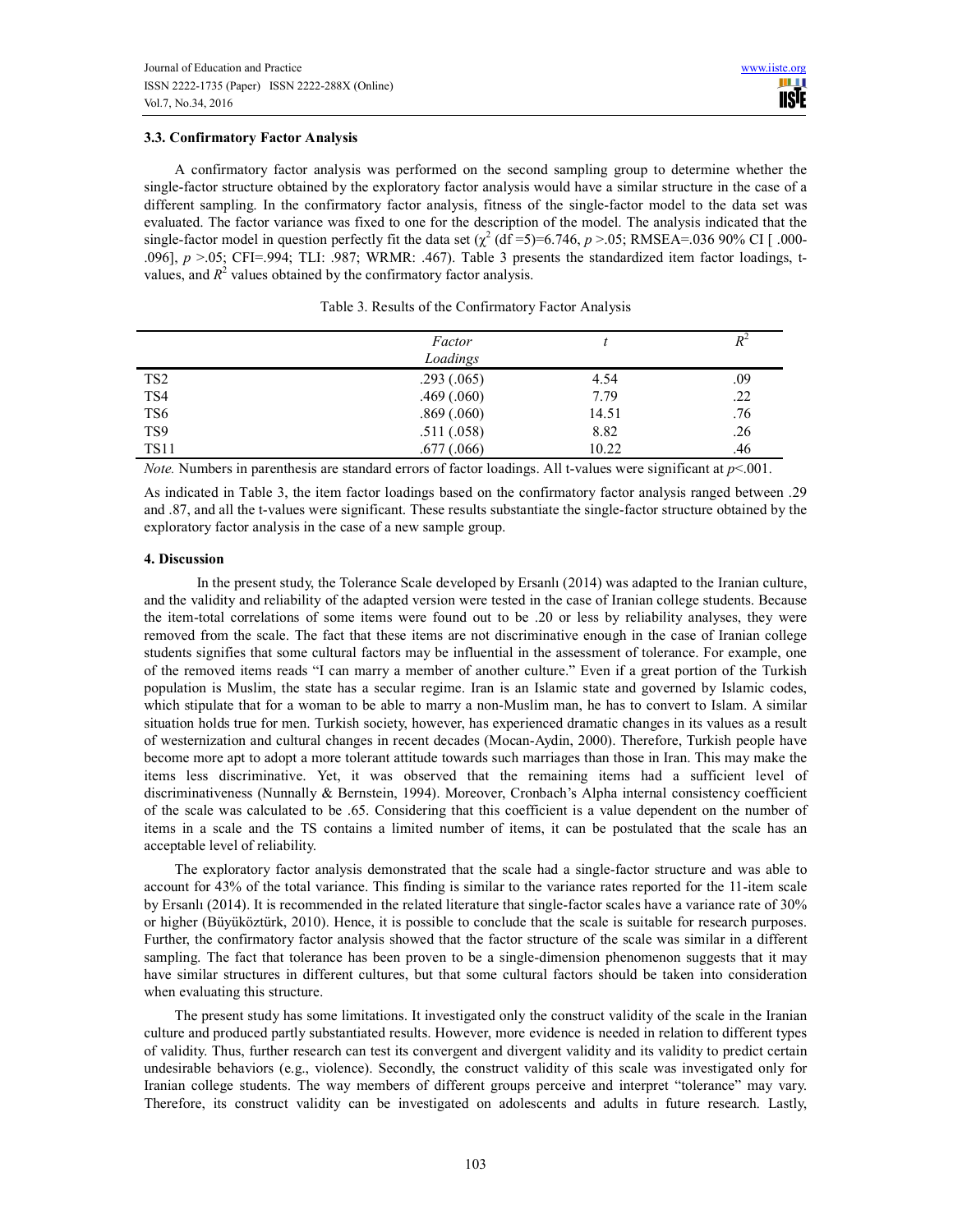### 3.3. Confirmatory Factor Analysis

A confirmatory factor analysis was performed on the second sampling group to determine whether the single-factor structure obtained by the exploratory factor analysis would have a similar structure in the case of a different sampling. In the confirmatory factor analysis, fitness of the single-factor model to the data set was evaluated. The factor variance was fixed to one for the description of the model. The analysis indicated that the single-factor model in question perfectly fit the data set ($\chi^2$ (df =5)=6.746, $p$ >.05; RMSEA=.036 90% CI [ .000-.096], $p$ >.05; CFI=.994; TLI: .987; WRMR: .467). Table 3 presents the standardized item factor loadings, t-values, and $R^2$ values obtained by the confirmatory factor analysis.

Table 3. Results of the Confirmatory Factor Analysis

| | *Factor Loadings* | *t* | $R^2$ |
|---|---|---|---|
| TS2 | .293 (.065) | 4.54 | .09 |
| TS4 | .469 (.060) | 7.79 | .22 |
| TS6 | .869 (.060) | 14.51 | .76 |
| TS9 | .511 (.058) | 8.82 | .26 |
| TS11 | .677 (.066) | 10.22 | .46 |

*Note.* Numbers in parenthesis are standard errors of factor loadings. All t-values were significant at $p$<.001.

As indicated in Table 3, the item factor loadings based on the confirmatory factor analysis ranged between .29 and .87, and all the t-values were significant. These results substantiate the single-factor structure obtained by the exploratory factor analysis in the case of a new sample group.

### 4. Discussion

In the present study, the Tolerance Scale developed by Ersanlı (2014) was adapted to the Iranian culture, and the validity and reliability of the adapted version were tested in the case of Iranian college students. Because the item-total correlations of some items were found out to be .20 or less by reliability analyses, they were removed from the scale. The fact that these items are not discriminative enough in the case of Iranian college students signifies that some cultural factors may be influential in the assessment of tolerance. For example, one of the removed items reads "I can marry a member of another culture." Even if a great portion of the Turkish population is Muslim, the state has a secular regime. Iran is an Islamic state and governed by Islamic codes, which stipulate that for a woman to be able to marry a non-Muslim man, he has to convert to Islam. A similar situation holds true for men. Turkish society, however, has experienced dramatic changes in its values as a result of westernization and cultural changes in recent decades (Mocan-Aydin, 2000). Therefore, Turkish people have become more apt to adopt a more tolerant attitude towards such marriages than those in Iran. This may make the items less discriminative. Yet, it was observed that the remaining items had a sufficient level of discriminativeness (Nunnally & Bernstein, 1994). Moreover, Cronbach's Alpha internal consistency coefficient of the scale was calculated to be .65. Considering that this coefficient is a value dependent on the number of items in a scale and the TS contains a limited number of items, it can be postulated that the scale has an acceptable level of reliability.

The exploratory factor analysis demonstrated that the scale had a single-factor structure and was able to account for 43% of the total variance. This finding is similar to the variance rates reported for the 11-item scale by Ersanlı (2014). It is recommended in the related literature that single-factor scales have a variance rate of 30% or higher (Büyüköztürk, 2010). Hence, it is possible to conclude that the scale is suitable for research purposes. Further, the confirmatory factor analysis showed that the factor structure of the scale was similar in a different sampling. The fact that tolerance has been proven to be a single-dimension phenomenon suggests that it may have similar structures in different cultures, but that some cultural factors should be taken into consideration when evaluating this structure.

The present study has some limitations. It investigated only the construct validity of the scale in the Iranian culture and produced partly substantiated results. However, more evidence is needed in relation to different types of validity. Thus, further research can test its convergent and divergent validity and its validity to predict certain undesirable behaviors (e.g., violence). Secondly, the construct validity of this scale was investigated only for Iranian college students. The way members of different groups perceive and interpret "tolerance" may vary. Therefore, its construct validity can be investigated on adolescents and adults in future research. Lastly,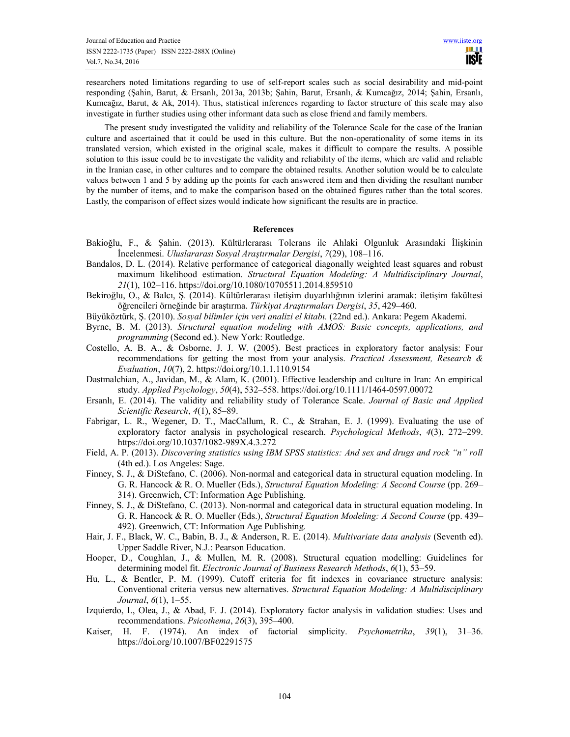researchers noted limitations regarding to use of self-report scales such as social desirability and mid-point responding (Şahin, Barut, & Ersanlı, 2013a, 2013b; Şahin, Barut, Ersanlı, & Kumcağız, 2014; Şahin, Ersanlı, Kumcağız, Barut, & Ak, 2014). Thus, statistical inferences regarding to factor structure of this scale may also investigate in further studies using other informant data such as close friend and family members.

The present study investigated the validity and reliability of the Tolerance Scale for the case of the Iranian culture and ascertained that it could be used in this culture. But the non-operationality of some items in its translated version, which existed in the original scale, makes it difficult to compare the results. A possible solution to this issue could be to investigate the validity and reliability of the items, which are valid and reliable in the Iranian case, in other cultures and to compare the obtained results. Another solution would be to calculate values between 1 and 5 by adding up the points for each answered item and then dividing the resultant number by the number of items, and to make the comparison based on the obtained figures rather than the total scores. Lastly, the comparison of effect sizes would indicate how significant the results are in practice.

## References

Bakioğlu, F., & Şahin. (2013). Kültürlerarası Tolerans ile Ahlaki Olgunluk Arasındaki İlişkinin İncelenmesi. *Uluslararası Sosyal Araştırmalar Dergisi*, *7*(29), 108–116.

Bandalos, D. L. (2014). Relative performance of categorical diagonally weighted least squares and robust maximum likelihood estimation. *Structural Equation Modeling: A Multidisciplinary Journal*, *21*(1), 102–116. https://doi.org/10.1080/10705511.2014.859510

Bekiroğlu, O., & Balcı, Ş. (2014). Kültürlerarası iletişim duyarlılığının izlerini aramak: iletişim fakültesi öğrencileri örneğinde bir araştırma. *Türkiyat Araştırmaları Dergisi*, *35*, 429–460.

Büyüköztürk, Ş. (2010). *Sosyal bilimler için veri analizi el kitabı.* (22nd ed.). Ankara: Pegem Akademi.

Byrne, B. M. (2013). *Structural equation modeling with AMOS: Basic concepts, applications, and programming* (Second ed.). New York: Routledge.

Costello, A. B. A., & Osborne, J. J. W. (2005). Best practices in exploratory factor analysis: Four recommendations for getting the most from your analysis. *Practical Assessment, Research & Evaluation*, *10*(7), 2. https://doi.org/10.1.1.110.9154

Dastmalchian, A., Javidan, M., & Alam, K. (2001). Effective leadership and culture in Iran: An empirical study. *Applied Psychology*, *50*(4), 532–558. https://doi.org/10.1111/1464-0597.00072

Ersanlı, E. (2014). The validity and reliability study of Tolerance Scale. *Journal of Basic and Applied Scientific Research*, *4*(1), 85–89.

Fabrigar, L. R., Wegener, D. T., MacCallum, R. C., & Strahan, E. J. (1999). Evaluating the use of exploratory factor analysis in psychological research. *Psychological Methods*, *4*(3), 272–299. https://doi.org/10.1037/1082-989X.4.3.272

Field, A. P. (2013). *Discovering statistics using IBM SPSS statistics: And sex and drugs and rock "n" roll* (4th ed.). Los Angeles: Sage.

Finney, S. J., & DiStefano, C. (2006). Non-normal and categorical data in structural equation modeling. In G. R. Hancock & R. O. Mueller (Eds.), *Structural Equation Modeling: A Second Course* (pp. 269–314). Greenwich, CT: Information Age Publishing.

Finney, S. J., & DiStefano, C. (2013). Non-normal and categorical data in structural equation modeling. In G. R. Hancock & R. O. Mueller (Eds.), *Structural Equation Modeling: A Second Course* (pp. 439–492). Greenwich, CT: Information Age Publishing.

Hair, J. F., Black, W. C., Babin, B. J., & Anderson, R. E. (2014). *Multivariate data analysis* (Seventh ed). Upper Saddle River, N.J.: Pearson Education.

Hooper, D., Coughlan, J., & Mullen, M. R. (2008). Structural equation modelling: Guidelines for determining model fit. *Electronic Journal of Business Research Methods*, *6*(1), 53–59.

Hu, L., & Bentler, P. M. (1999). Cutoff criteria for fit indexes in covariance structure analysis: Conventional criteria versus new alternatives. *Structural Equation Modeling: A Multidisciplinary Journal*, *6*(1), 1–55.

Izquierdo, I., Olea, J., & Abad, F. J. (2014). Exploratory factor analysis in validation studies: Uses and recommendations. *Psicothema*, *26*(3), 395–400.

Kaiser, H. F. (1974). An index of factorial simplicity. *Psychometrika*, *39*(1), 31–36. https://doi.org/10.1007/BF02291575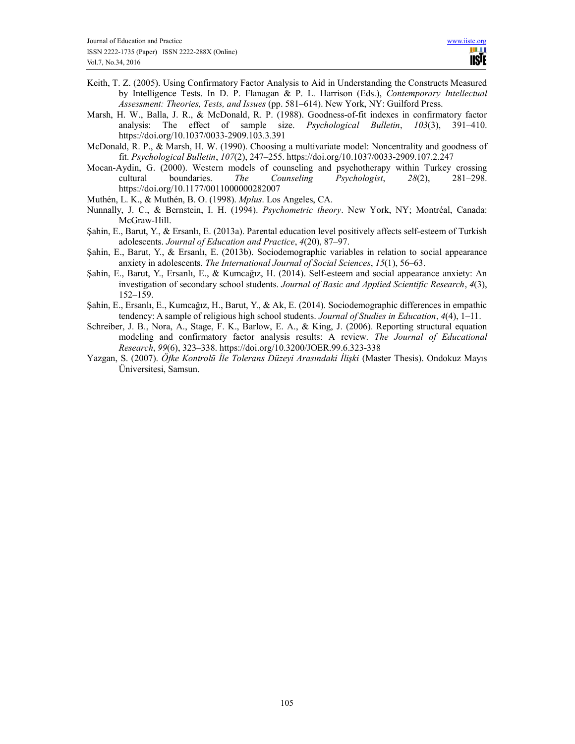Keith, T. Z. (2005). Using Confirmatory Factor Analysis to Aid in Understanding the Constructs Measured by Intelligence Tests. In D. P. Flanagan & P. L. Harrison (Eds.), *Contemporary Intellectual Assessment: Theories, Tests, and Issues* (pp. 581–614). New York, NY: Guilford Press.

Marsh, H. W., Balla, J. R., & McDonald, R. P. (1988). Goodness-of-fit indexes in confirmatory factor analysis: The effect of sample size. *Psychological Bulletin*, *103*(3), 391–410. https://doi.org/10.1037/0033-2909.103.3.391

McDonald, R. P., & Marsh, H. W. (1990). Choosing a multivariate model: Noncentrality and goodness of fit. *Psychological Bulletin*, *107*(2), 247–255. https://doi.org/10.1037/0033-2909.107.2.247

Mocan-Aydin, G. (2000). Western models of counseling and psychotherapy within Turkey crossing cultural boundaries. *The Counseling Psychologist*, *28*(2), 281–298. https://doi.org/10.1177/0011000000282007

Muthén, L. K., & Muthén, B. O. (1998). *Mplus*. Los Angeles, CA.

Nunnally, J. C., & Bernstein, I. H. (1994). *Psychometric theory*. New York, NY; Montréal, Canada: McGraw-Hill.

Şahin, E., Barut, Y., & Ersanlı, E. (2013a). Parental education level positively affects self-esteem of Turkish adolescents. *Journal of Education and Practice*, *4*(20), 87–97.

Şahin, E., Barut, Y., & Ersanlı, E. (2013b). Sociodemographic variables in relation to social appearance anxiety in adolescents. *The International Journal of Social Sciences*, *15*(1), 56–63.

Şahin, E., Barut, Y., Ersanlı, E., & Kumcağız, H. (2014). Self-esteem and social appearance anxiety: An investigation of secondary school students. *Journal of Basic and Applied Scientific Research*, *4*(3), 152–159.

Şahin, E., Ersanlı, E., Kumcağız, H., Barut, Y., & Ak, E. (2014). Sociodemographic differences in empathic tendency: A sample of religious high school students. *Journal of Studies in Education*, *4*(4), 1–11.

Schreiber, J. B., Nora, A., Stage, F. K., Barlow, E. A., & King, J. (2006). Reporting structural equation modeling and confirmatory factor analysis results: A review. *The Journal of Educational Research*, *99*(6), 323–338. https://doi.org/10.3200/JOER.99.6.323-338

Yazgan, S. (2007). *Öfke Kontrolü İle Tolerans Düzeyi Arasındaki İlişki* (Master Thesis). Ondokuz Mayıs Üniversitesi, Samsun.